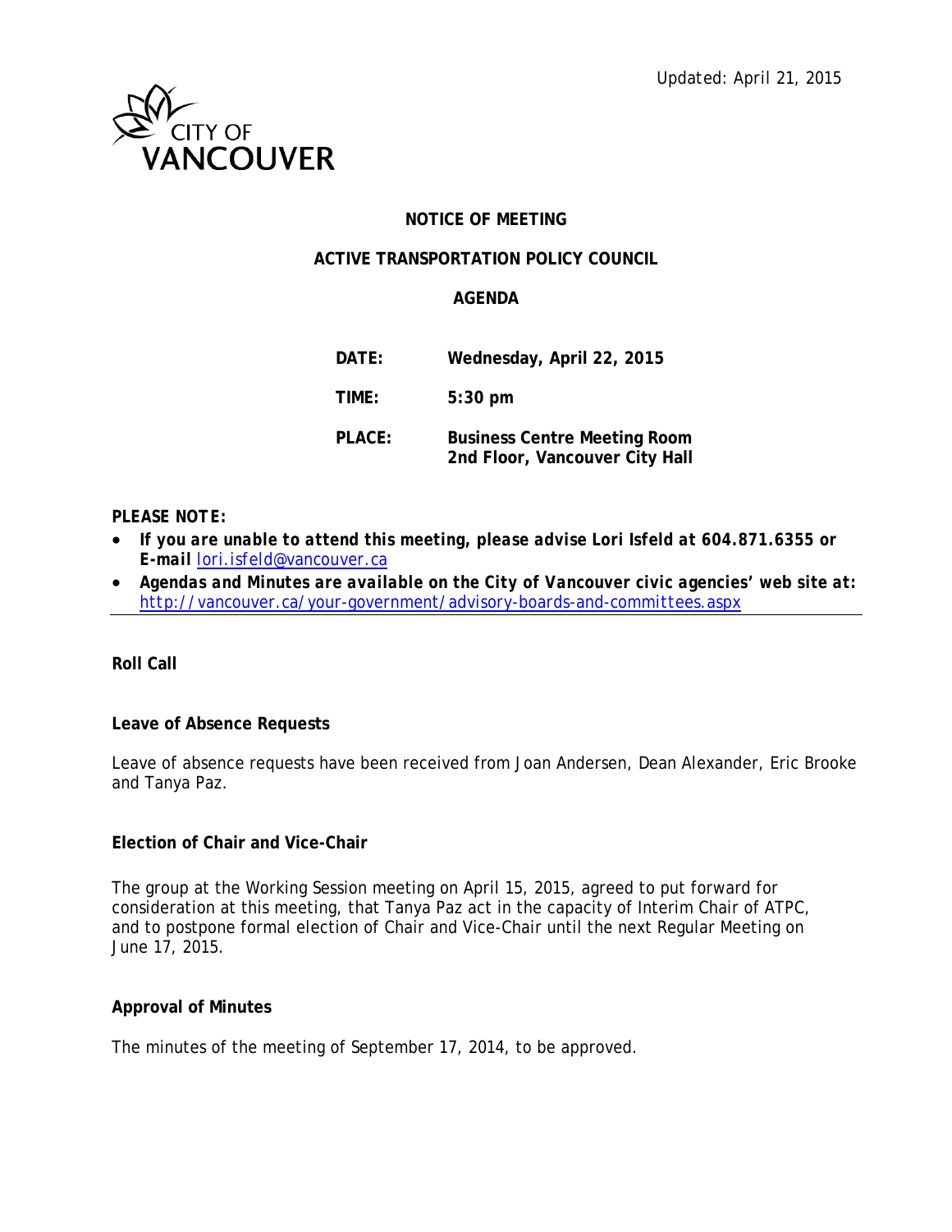Updated: April 21, 2015

CITY OF VANCOUVER

# NOTICE OF MEETING

## ACTIVE TRANSPORTATION POLICY COUNCIL

## AGENDA

| | |
|---|---|
| **DATE:** | **Wednesday, April 22, 2015** |
| **TIME:** | **5:30 pm** |
| **PLACE:** | **Business Centre Meeting Room 2nd Floor, Vancouver City Hall** |

***PLEASE NOTE:***

- ***If you are unable to attend this meeting, please advise Lori Isfeld at 604.871.6355 or E-mail*** [lori.isfeld@vancouver.ca](mailto:lori.isfeld@vancouver.ca)
- ***Agendas and Minutes are available on the City of Vancouver civic agencies' web site at:*** [http://vancouver.ca/your-government/advisory-boards-and-committees.aspx](http://vancouver.ca/your-government/advisory-boards-and-committees.aspx)

---

**Roll Call**

**Leave of Absence Requests**

Leave of absence requests have been received from Joan Andersen, Dean Alexander, Eric Brooke and Tanya Paz.

**Election of Chair and Vice-Chair**

The group at the Working Session meeting on April 15, 2015, agreed to put forward for consideration at this meeting, that Tanya Paz act in the capacity of Interim Chair of ATPC, and to postpone formal election of Chair and Vice-Chair until the next Regular Meeting on June 17, 2015.

**Approval of Minutes**

The minutes of the meeting of September 17, 2014, to be approved.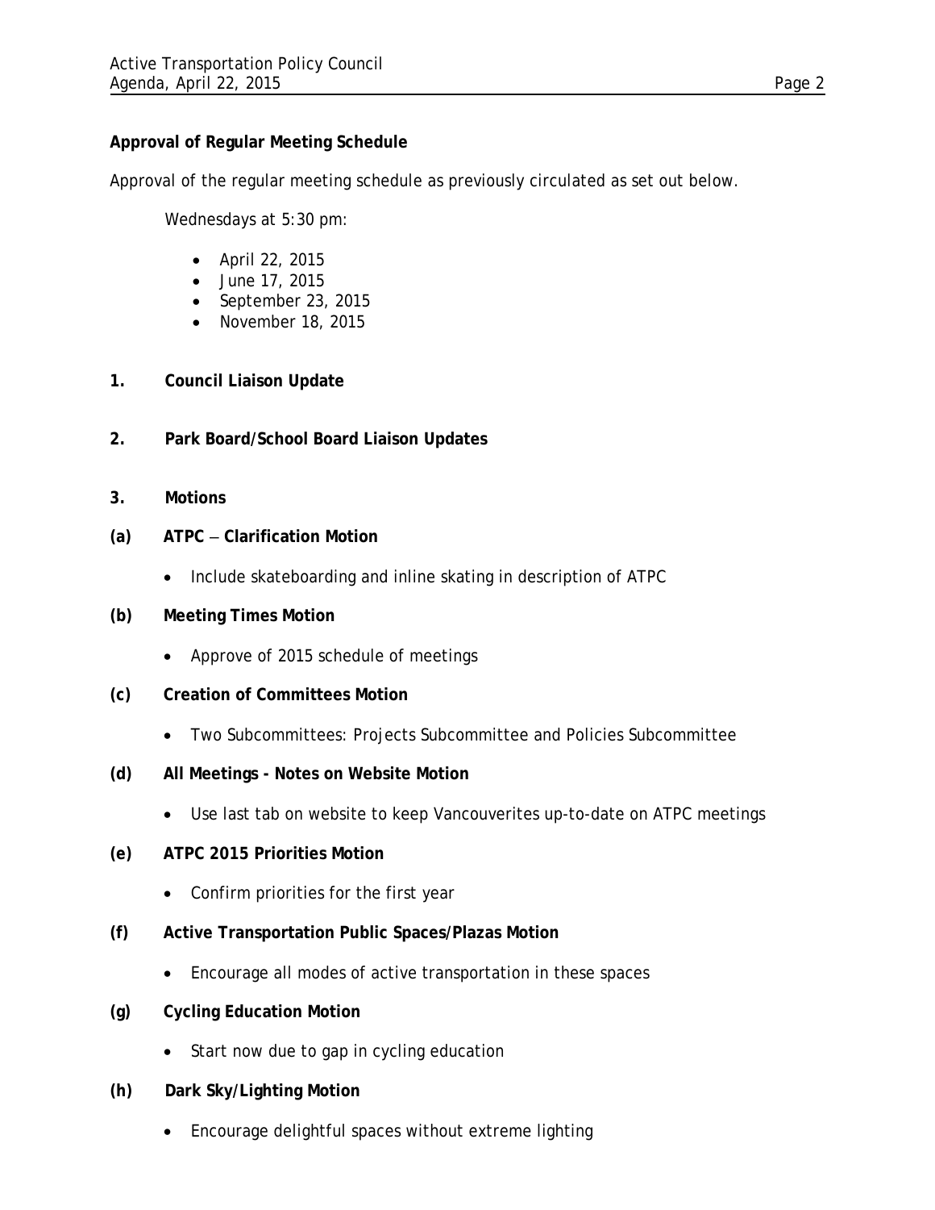**Approval of Regular Meeting Schedule**

Approval of the regular meeting schedule as previously circulated as set out below.

Wednesdays at 5:30 pm:

- April 22, 2015
- June 17, 2015
- September 23, 2015
- November 18, 2015

**1. Council Liaison Update**

**2. Park Board/School Board Liaison Updates**

**3. Motions**

**(a) ATPC – Clarification Motion**

- Include skateboarding and inline skating in description of ATPC

**(b) Meeting Times Motion**

- Approve of 2015 schedule of meetings

**(c) Creation of Committees Motion**

- Two Subcommittees: Projects Subcommittee and Policies Subcommittee

**(d) All Meetings - Notes on Website Motion**

- Use last tab on website to keep Vancouverites up-to-date on ATPC meetings

**(e) ATPC 2015 Priorities Motion**

- Confirm priorities for the first year

**(f) Active Transportation Public Spaces/Plazas Motion**

- Encourage all modes of active transportation in these spaces

**(g) Cycling Education Motion**

- Start now due to gap in cycling education

**(h) Dark Sky/Lighting Motion**

- Encourage delightful spaces without extreme lighting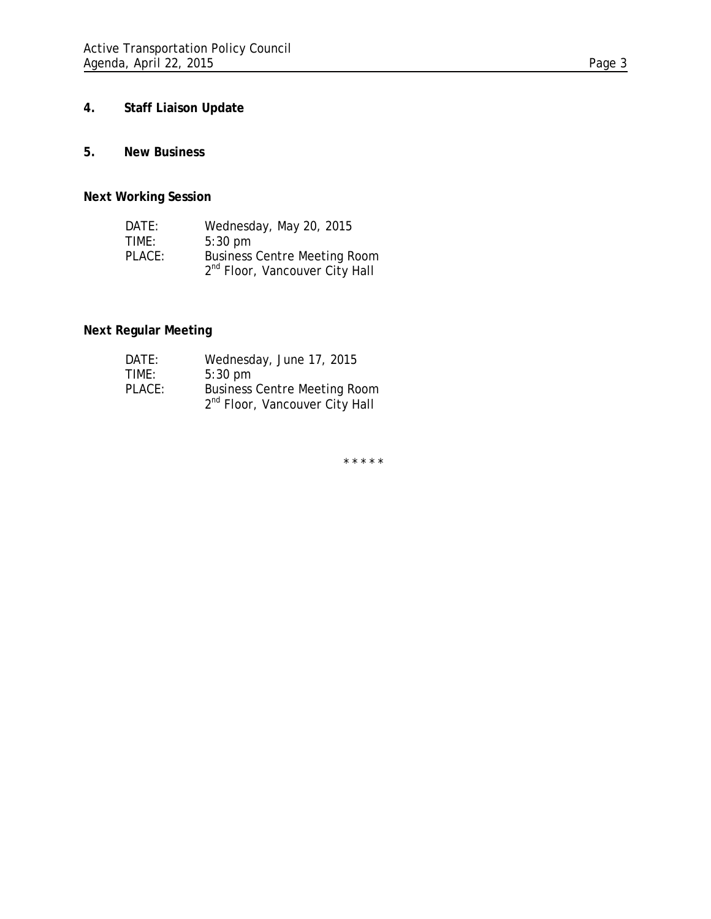## 4. Staff Liaison Update

## 5. New Business

**Next Working Session**

| | |
|---|---|
| DATE: | Wednesday, May 20, 2015 |
| TIME: | 5:30 pm |
| PLACE: | Business Centre Meeting Room<br>2nd Floor, Vancouver City Hall |

**Next Regular Meeting**

| | |
|---|---|
| DATE: | Wednesday, June 17, 2015 |
| TIME: | 5:30 pm |
| PLACE: | Business Centre Meeting Room<br>2nd Floor, Vancouver City Hall |

\* \* \* \* \*